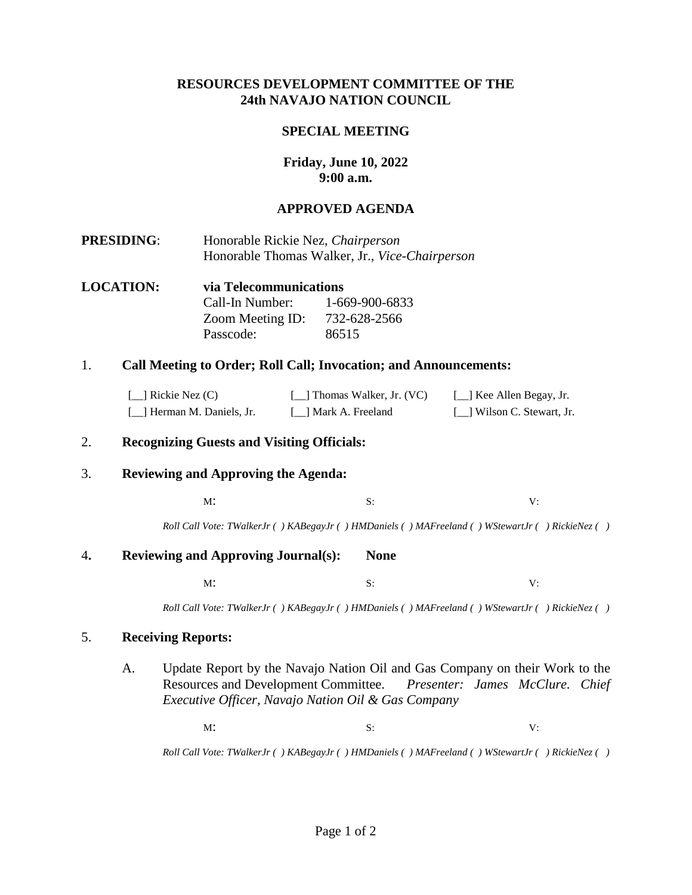**RESOURCES DEVELOPMENT COMMITTEE OF THE**
**24th NAVAJO NATION COUNCIL**

**SPECIAL MEETING**

**Friday, June 10, 2022**
**9:00 a.m.**

**APPROVED AGENDA**

**PRESIDING**: Honorable Rickie Nez, *Chairperson*
Honorable Thomas Walker, Jr., *Vice-Chairperson*

**LOCATION:** **via Telecommunications**
Call-In Number: 1-669-900-6833
Zoom Meeting ID: 732-628-2566
Passcode: 86515

1. **Call Meeting to Order; Roll Call; Invocation; and Announcements:**

   [__] Rickie Nez (C) [__] Thomas Walker, Jr. (VC) [__] Kee Allen Begay, Jr.
   [__] Herman M. Daniels, Jr. [__] Mark A. Freeland [__] Wilson C. Stewart, Jr.

2. **Recognizing Guests and Visiting Officials:**

3. **Reviewing and Approving the Agenda:**

   M: S: V:

   *Roll Call Vote: TWalkerJr ( ) KABegayJr ( ) HMDaniels ( ) MAFreeland ( ) WStewartJr ( ) RickieNez ( )*

4. **Reviewing and Approving Journal(s): None**

   M: S: V:

   *Roll Call Vote: TWalkerJr ( ) KABegayJr ( ) HMDaniels ( ) MAFreeland ( ) WStewartJr ( ) RickieNez ( )*

5. **Receiving Reports:**

   A. Update Report by the Navajo Nation Oil and Gas Company on their Work to the Resources and Development Committee. *Presenter: James McClure. Chief Executive Officer, Navajo Nation Oil & Gas Company*

   M: S: V:

   *Roll Call Vote: TWalkerJr ( ) KABegayJr ( ) HMDaniels ( ) MAFreeland ( ) WStewartJr ( ) RickieNez ( )*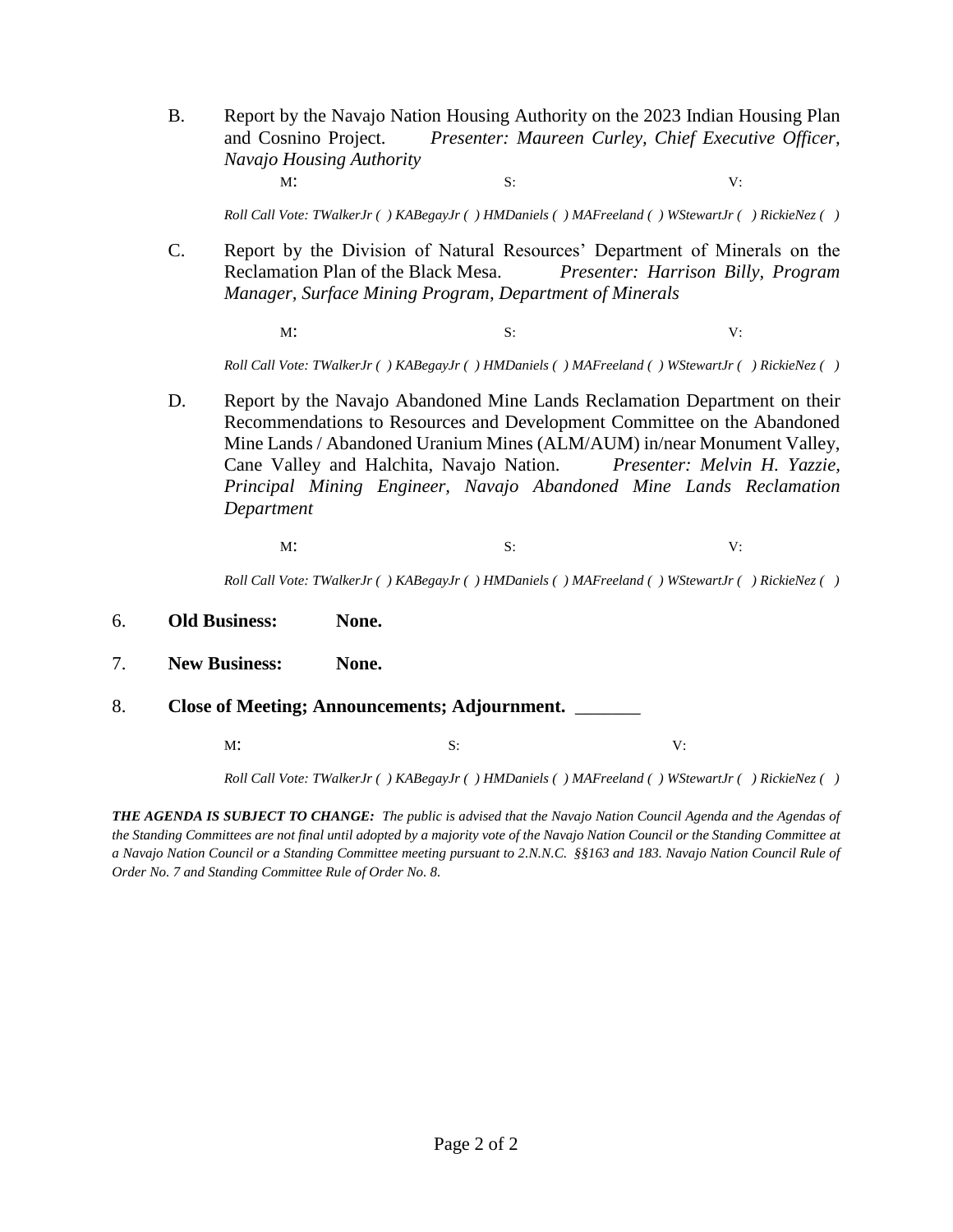B. Report by the Navajo Nation Housing Authority on the 2023 Indian Housing Plan and Cosnino Project. *Presenter: Maureen Curley, Chief Executive Officer, Navajo Housing Authority*

M: S: V:

*Roll Call Vote: TWalkerJr ( ) KABegayJr ( ) HMDaniels ( ) MAFreeland ( ) WStewartJr ( ) RickieNez ( )*

C. Report by the Division of Natural Resources' Department of Minerals on the Reclamation Plan of the Black Mesa. *Presenter: Harrison Billy, Program Manager, Surface Mining Program, Department of Minerals*

M: S: V:

*Roll Call Vote: TWalkerJr ( ) KABegayJr ( ) HMDaniels ( ) MAFreeland ( ) WStewartJr ( ) RickieNez ( )*

D. Report by the Navajo Abandoned Mine Lands Reclamation Department on their Recommendations to Resources and Development Committee on the Abandoned Mine Lands / Abandoned Uranium Mines (ALM/AUM) in/near Monument Valley, Cane Valley and Halchita, Navajo Nation. *Presenter: Melvin H. Yazzie, Principal Mining Engineer, Navajo Abandoned Mine Lands Reclamation Department*

M: S: V:

*Roll Call Vote: TWalkerJr ( ) KABegayJr ( ) HMDaniels ( ) MAFreeland ( ) WStewartJr ( ) RickieNez ( )*

6. **Old Business: None.**

7. **New Business: None.**

8. **Close of Meeting; Announcements; Adjournment.** _______

M: S: V:

*Roll Call Vote: TWalkerJr ( ) KABegayJr ( ) HMDaniels ( ) MAFreeland ( ) WStewartJr ( ) RickieNez ( )*

***THE AGENDA IS SUBJECT TO CHANGE:*** *The public is advised that the Navajo Nation Council Agenda and the Agendas of the Standing Committees are not final until adopted by a majority vote of the Navajo Nation Council or the Standing Committee at a Navajo Nation Council or a Standing Committee meeting pursuant to 2.N.N.C. §§163 and 183. Navajo Nation Council Rule of Order No. 7 and Standing Committee Rule of Order No. 8.*